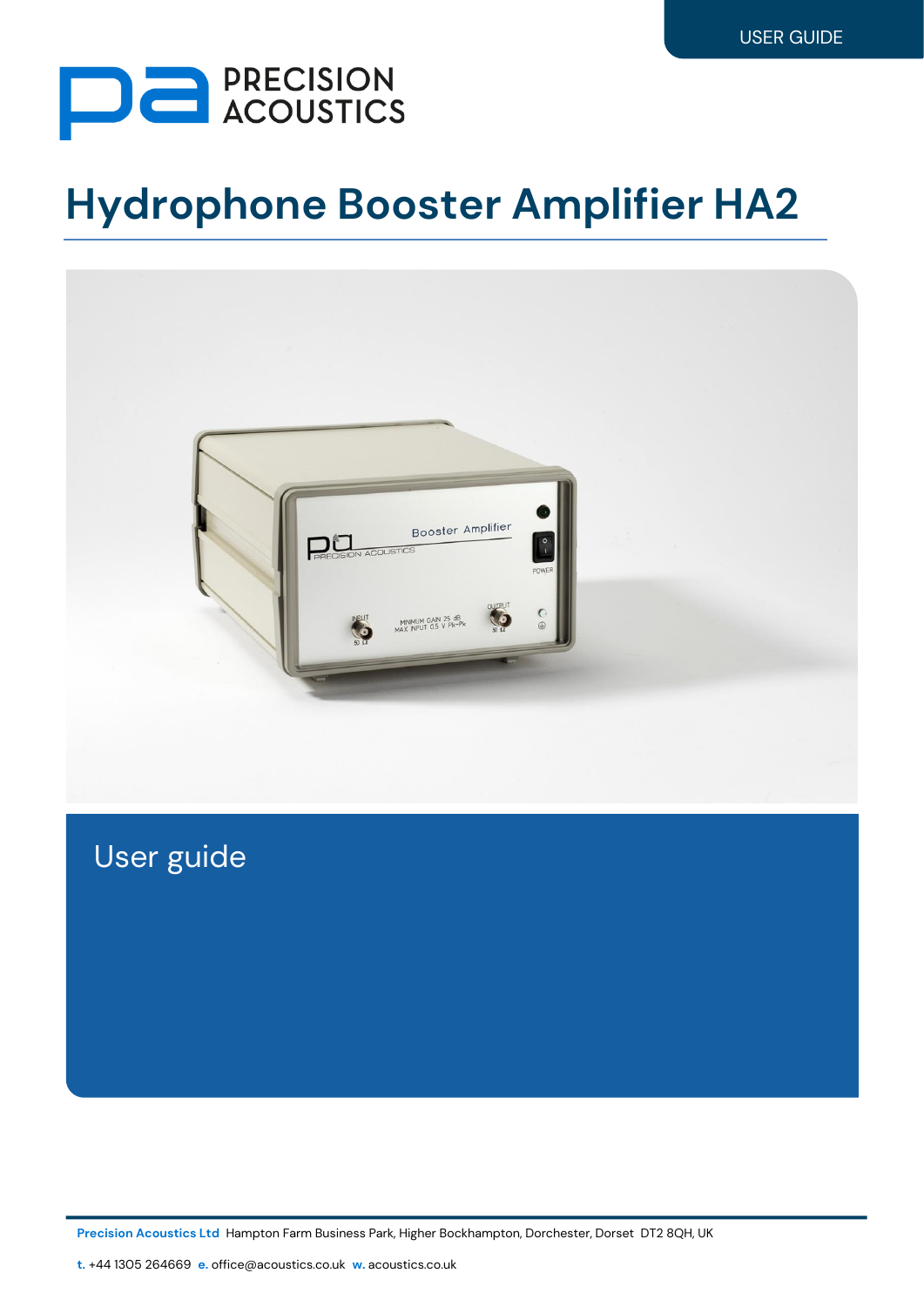USER GUIDE

PRECISION ACOUSTICS

# Hydrophone Booster Amplifier HA2

## User guide

**Precision Acoustics Ltd** Hampton Farm Business Park, Higher Bockhampton, Dorchester, Dorset DT2 8QH, UK

**t.** +44 1305 264669 **e.** office@acoustics.co.uk **w.** acoustics.co.uk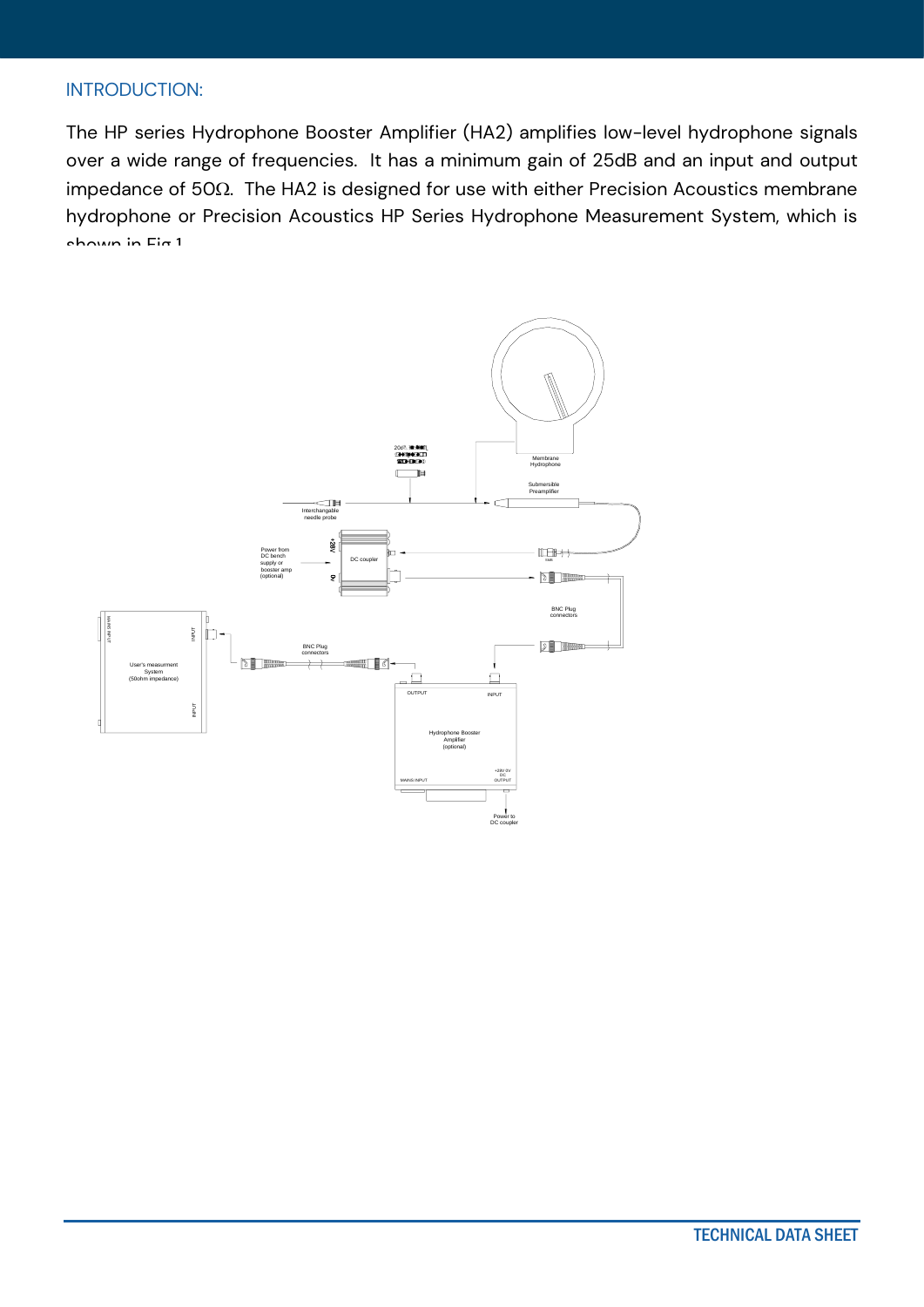## INTRODUCTION:

The HP series Hydrophone Booster Amplifier (HA2) amplifies low-level hydrophone signals over a wide range of frequencies. It has a minimum gain of 25dB and an input and output impedance of 50Ω. The HA2 is designed for use with either Precision Acoustics membrane hydrophone or Precision Acoustics HP Series Hydrophone Measurement System, which is shown in Fig.1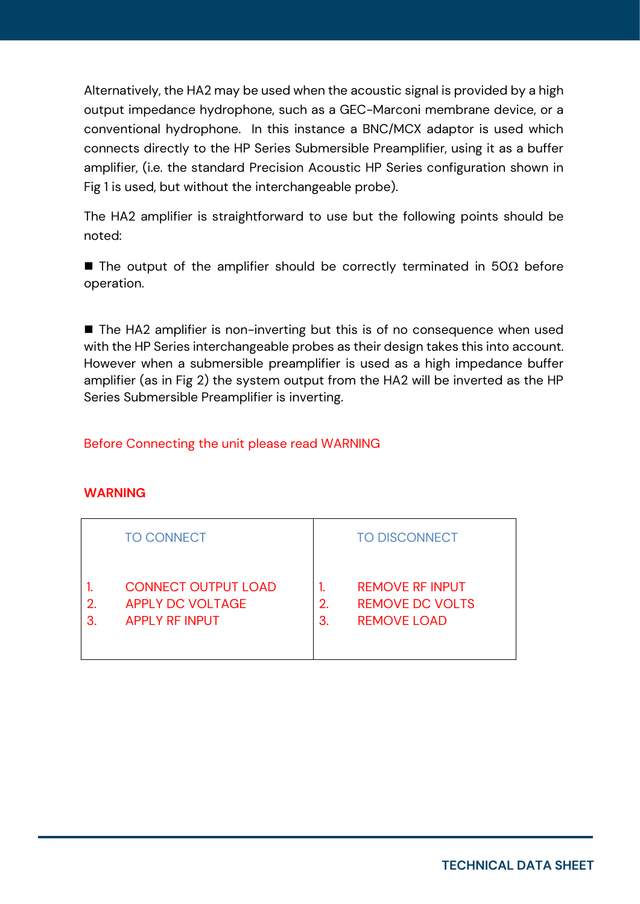Alternatively, the HA2 may be used when the acoustic signal is provided by a high output impedance hydrophone, such as a GEC-Marconi membrane device, or a conventional hydrophone. In this instance a BNC/MCX adaptor is used which connects directly to the HP Series Submersible Preamplifier, using it as a buffer amplifier, (i.e. the standard Precision Acoustic HP Series configuration shown in Fig 1 is used, but without the interchangeable probe).

The HA2 amplifier is straightforward to use but the following points should be noted:

■ The output of the amplifier should be correctly terminated in 50Ω before operation.

■ The HA2 amplifier is non-inverting but this is of no consequence when used with the HP Series interchangeable probes as their design takes this into account. However when a submersible preamplifier is used as a high impedance buffer amplifier (as in Fig 2) the system output from the HA2 will be inverted as the HP Series Submersible Preamplifier is inverting.

Before Connecting the unit please read WARNING

**WARNING**

| TO CONNECT | TO DISCONNECT |
|---|---|
| 1. CONNECT OUTPUT LOAD<br>2. APPLY DC VOLTAGE<br>3. APPLY RF INPUT | 1. REMOVE RF INPUT<br>2. REMOVE DC VOLTS<br>3. REMOVE LOAD |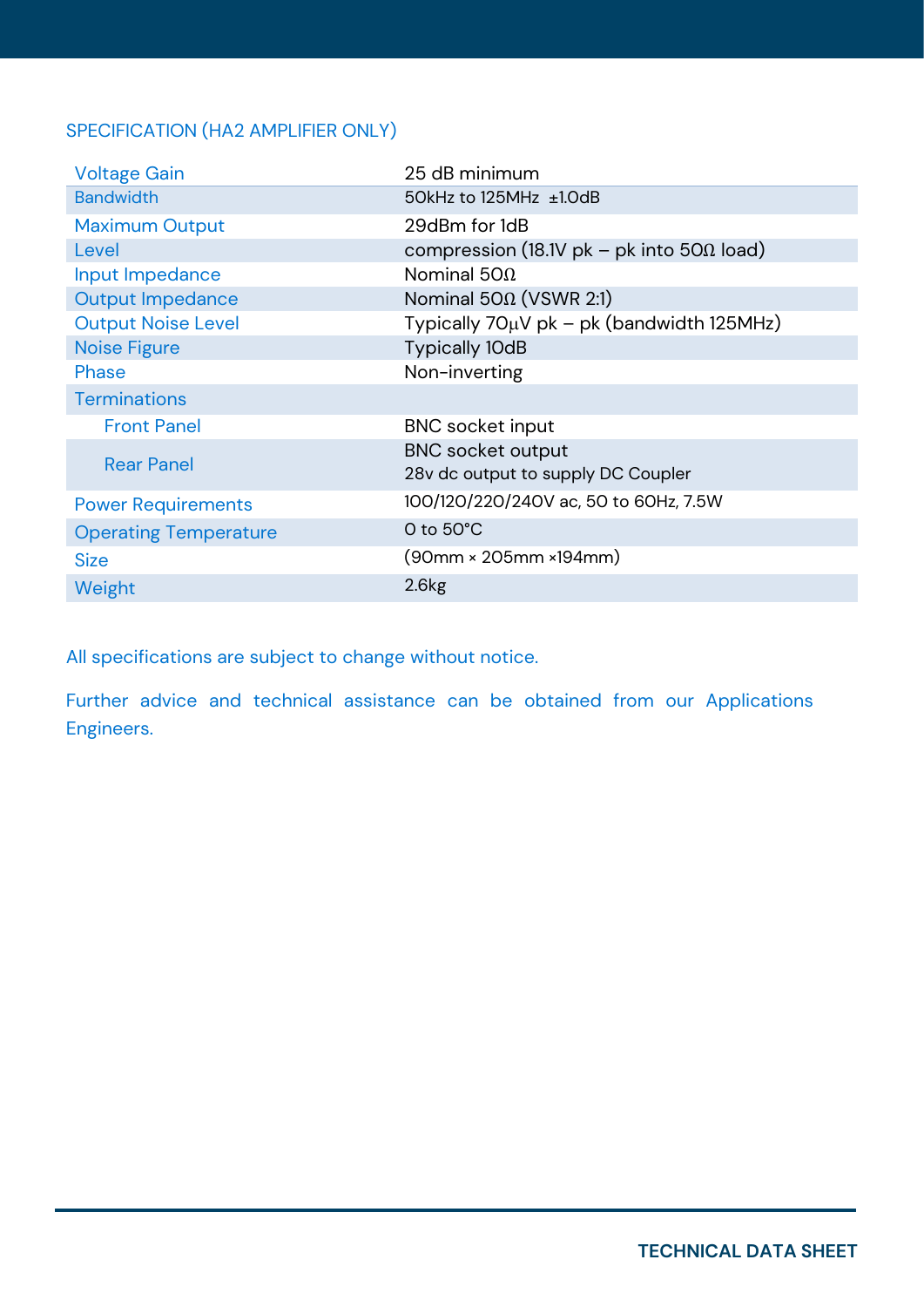## SPECIFICATION (HA2 AMPLIFIER ONLY)

| | |
|---|---|
| Voltage Gain | 25 dB minimum |
| Bandwidth | 50kHz to 125MHz ±1.0dB |
| Maximum Output | 29dBm for 1dB |
| Level | compression (18.1V pk – pk into 50Ω load) |
| Input Impedance | Nominal 50Ω |
| Output Impedance | Nominal 50Ω (VSWR 2:1) |
| Output Noise Level | Typically 70µV pk – pk (bandwidth 125MHz) |
| Noise Figure | Typically 10dB |
| Phase | Non-inverting |
| Terminations | |
| Front Panel | BNC socket input |
| Rear Panel | BNC socket output<br>28v dc output to supply DC Coupler |
| Power Requirements | 100/120/220/240V ac, 50 to 60Hz, 7.5W |
| Operating Temperature | 0 to 50°C |
| Size | (90mm × 205mm ×194mm) |
| Weight | 2.6kg |

All specifications are subject to change without notice.

Further advice and technical assistance can be obtained from our Applications Engineers.

TECHNICAL DATA SHEET